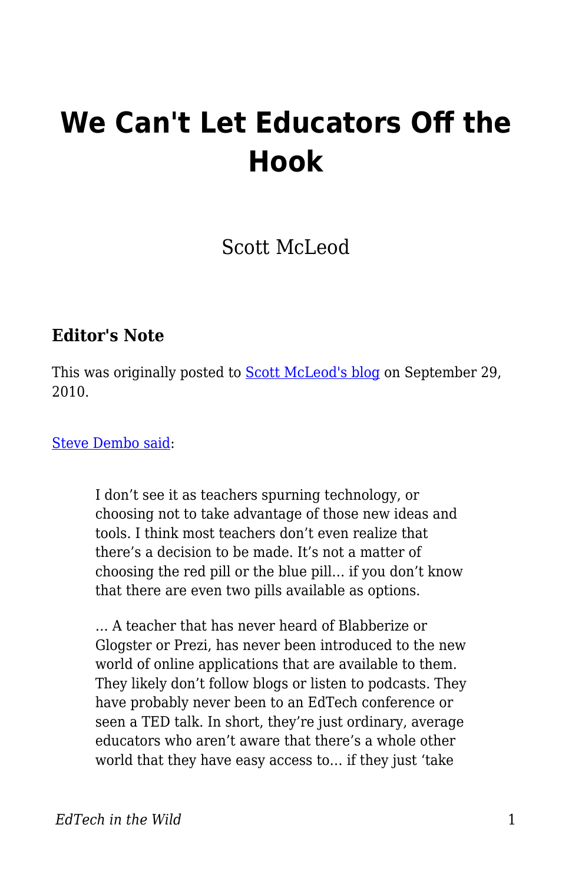# We Can't Let Educators Off the Hook

Scott McLeod

### Editor's Note

This was originally posted to [Scott McLeod's blog] on September 29, 2010.

[Steve Dembo said]:

> I don't see it as teachers spurning technology, or choosing not to take advantage of those new ideas and tools. I think most teachers don't even realize that there's a decision to be made. It's not a matter of choosing the red pill or the blue pill… if you don't know that there are even two pills available as options.
>
> … A teacher that has never heard of Blabberize or Glogster or Prezi, has never been introduced to the new world of online applications that are available to them. They likely don't follow blogs or listen to podcasts. They have probably never been to an EdTech conference or seen a TED talk. In short, they're just ordinary, average educators who aren't aware that there's a whole other world that they have easy access to… if they just 'take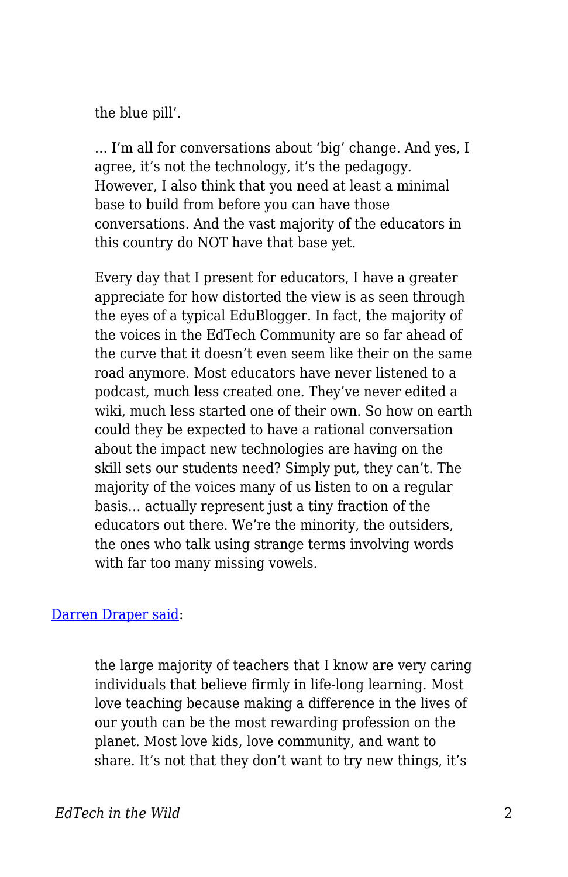> the blue pill'.
>
> … I'm all for conversations about 'big' change. And yes, I agree, it's not the technology, it's the pedagogy. However, I also think that you need at least a minimal base to build from before you can have those conversations. And the vast majority of the educators in this country do NOT have that base yet.
>
> Every day that I present for educators, I have a greater appreciate for how distorted the view is as seen through the eyes of a typical EduBlogger. In fact, the majority of the voices in the EdTech Community are so far ahead of the curve that it doesn't even seem like their on the same road anymore. Most educators have never listened to a podcast, much less created one. They've never edited a wiki, much less started one of their own. So how on earth could they be expected to have a rational conversation about the impact new technologies are having on the skill sets our students need? Simply put, they can't. The majority of the voices many of us listen to on a regular basis… actually represent just a tiny fraction of the educators out there. We're the minority, the outsiders, the ones who talk using strange terms involving words with far too many missing vowels.

[Darren Draper said](#):

> the large majority of teachers that I know are very caring individuals that believe firmly in life-long learning. Most love teaching because making a difference in the lives of our youth can be the most rewarding profession on the planet. Most love kids, love community, and want to share. It's not that they don't want to try new things, it's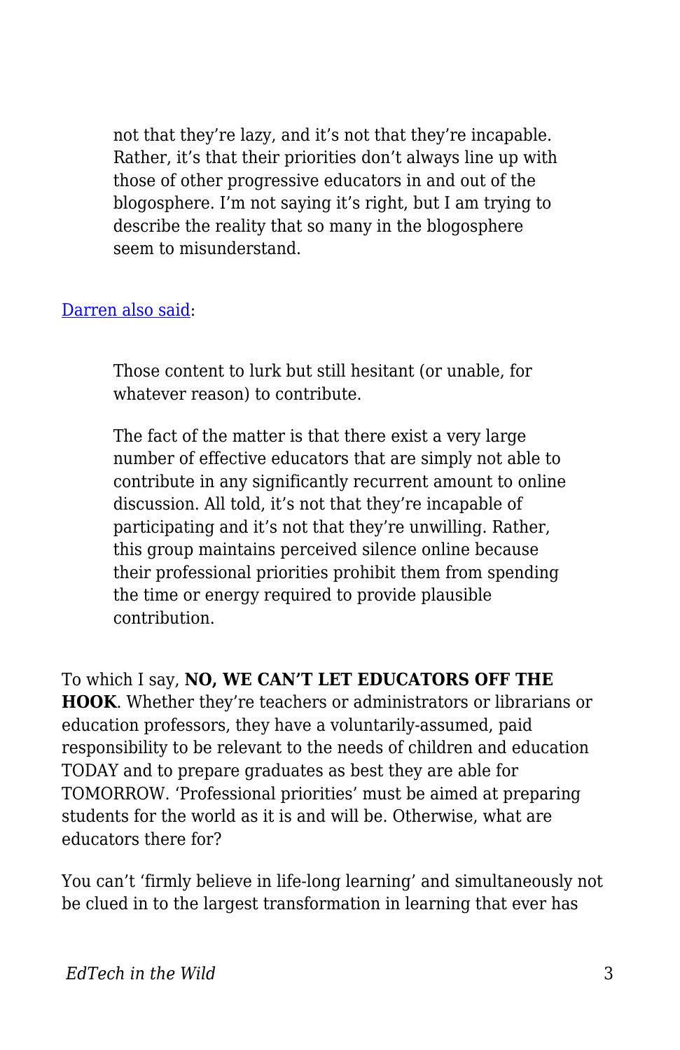> not that they're lazy, and it's not that they're incapable. Rather, it's that their priorities don't always line up with those of other progressive educators in and out of the blogosphere. I'm not saying it's right, but I am trying to describe the reality that so many in the blogosphere seem to misunderstand.

Darren also said:

> Those content to lurk but still hesitant (or unable, for whatever reason) to contribute.
>
> The fact of the matter is that there exist a very large number of effective educators that are simply not able to contribute in any significantly recurrent amount to online discussion. All told, it's not that they're incapable of participating and it's not that they're unwilling. Rather, this group maintains perceived silence online because their professional priorities prohibit them from spending the time or energy required to provide plausible contribution.

To which I say, **NO, WE CAN'T LET EDUCATORS OFF THE HOOK**. Whether they're teachers or administrators or librarians or education professors, they have a voluntarily-assumed, paid responsibility to be relevant to the needs of children and education TODAY and to prepare graduates as best they are able for TOMORROW. 'Professional priorities' must be aimed at preparing students for the world as it is and will be. Otherwise, what are educators there for?

You can't 'firmly believe in life-long learning' and simultaneously not be clued in to the largest transformation in learning that ever has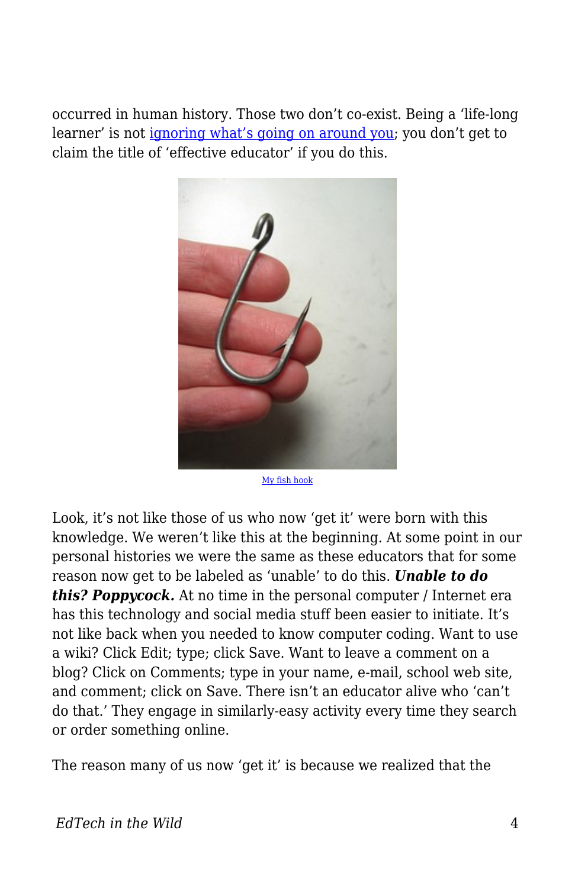occurred in human history. Those two don't co-exist. Being a 'life-long learner' is not [ignoring what's going on around you](); you don't get to claim the title of 'effective educator' if you do this.

[My fish hook]()

Look, it's not like those of us who now 'get it' were born with this knowledge. We weren't like this at the beginning. At some point in our personal histories we were the same as these educators that for some reason now get to be labeled as 'unable' to do this. ***Unable to do this? Poppycock.*** At no time in the personal computer / Internet era has this technology and social media stuff been easier to initiate. It's not like back when you needed to know computer coding. Want to use a wiki? Click Edit; type; click Save. Want to leave a comment on a blog? Click on Comments; type in your name, e-mail, school web site, and comment; click on Save. There isn't an educator alive who 'can't do that.' They engage in similarly-easy activity every time they search or order something online.

The reason many of us now 'get it' is because we realized that the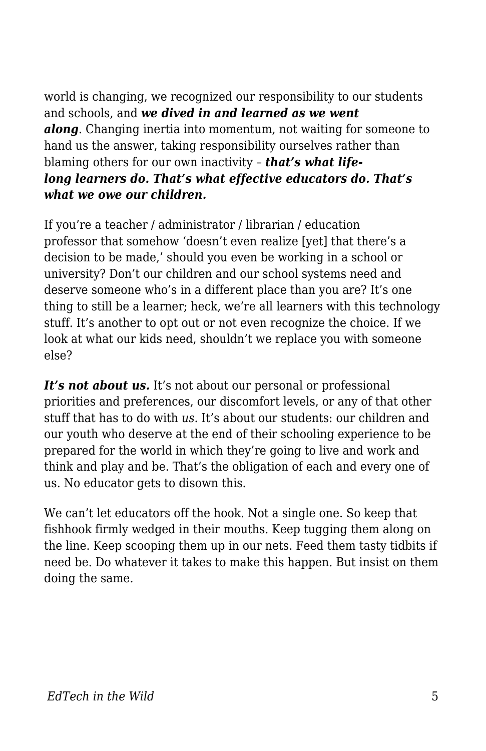world is changing, we recognized our responsibility to our students and schools, and ***we dived in and learned as we went along***. Changing inertia into momentum, not waiting for someone to hand us the answer, taking responsibility ourselves rather than blaming others for our own inactivity – ***that's what life-long learners do. That's what effective educators do. That's what we owe our children.***

If you're a teacher / administrator / librarian / education professor that somehow 'doesn't even realize [yet] that there's a decision to be made,' should you even be working in a school or university? Don't our children and our school systems need and deserve someone who's in a different place than you are? It's one thing to still be a learner; heck, we're all learners with this technology stuff. It's another to opt out or not even recognize the choice. If we look at what our kids need, shouldn't we replace you with someone else?

***It's not about us.*** It's not about our personal or professional priorities and preferences, our discomfort levels, or any of that other stuff that has to do with *us*. It's about our students: our children and our youth who deserve at the end of their schooling experience to be prepared for the world in which they're going to live and work and think and play and be. That's the obligation of each and every one of us. No educator gets to disown this.

We can't let educators off the hook. Not a single one. So keep that fishhook firmly wedged in their mouths. Keep tugging them along on the line. Keep scooping them up in our nets. Feed them tasty tidbits if need be. Do whatever it takes to make this happen. But insist on them doing the same.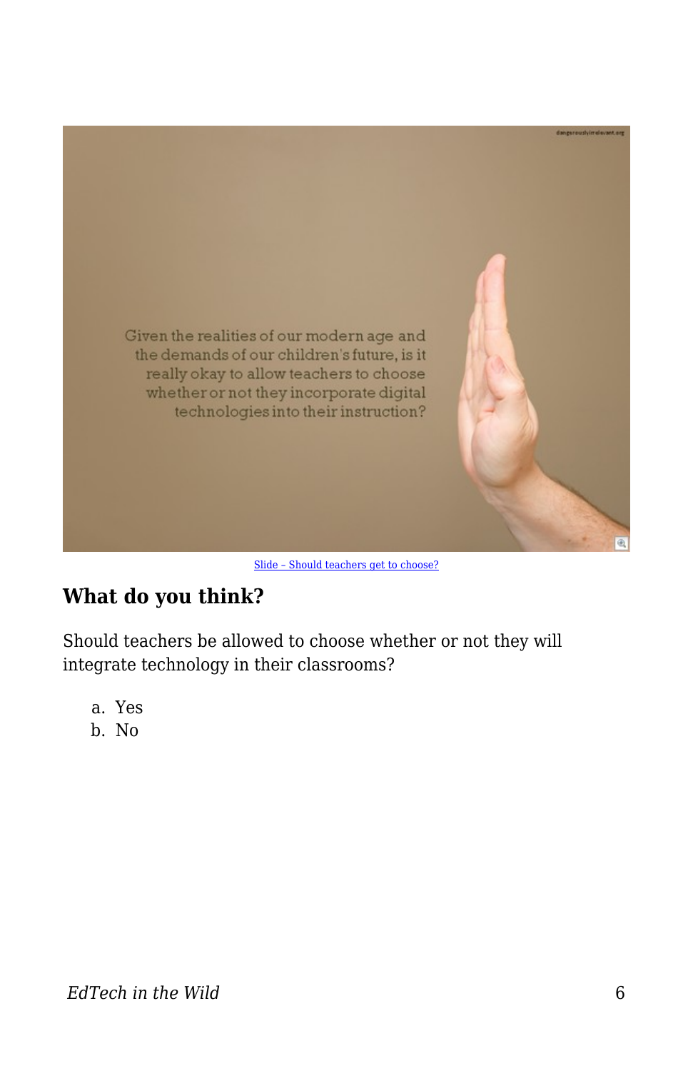Given the realities of our modern age and the demands of our children's future, is it really okay to allow teachers to choose whether or not they incorporate digital technologies into their instruction?

Slide – Should teachers get to choose?

## What do you think?

Should teachers be allowed to choose whether or not they will integrate technology in their classrooms?

a. Yes
b. No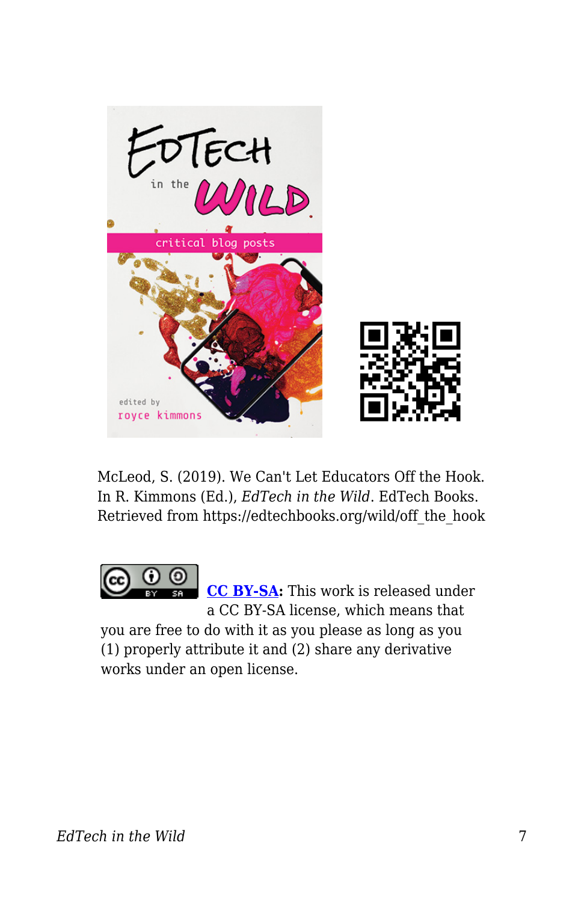McLeod, S. (2019). We Can't Let Educators Off the Hook. In R. Kimmons (Ed.), *EdTech in the Wild*. EdTech Books. Retrieved from https://edtechbooks.org/wild/off_the_hook

**CC BY-SA:** This work is released under a CC BY-SA license, which means that you are free to do with it as you please as long as you (1) properly attribute it and (2) share any derivative works under an open license.